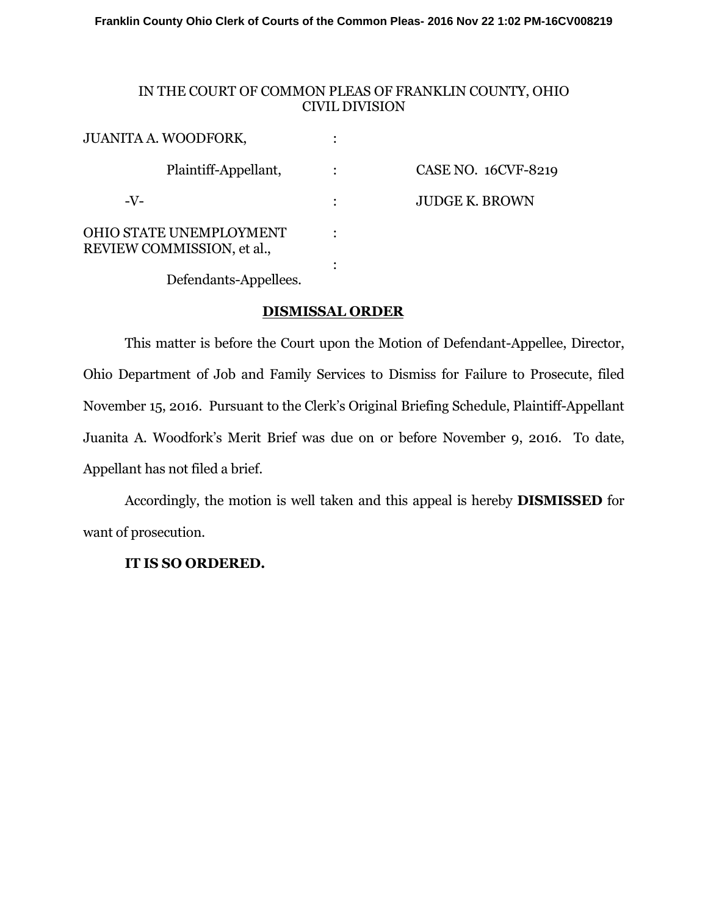IN THE COURT OF COMMON PLEAS OF FRANKLIN COUNTY, OHIO
CIVIL DIVISION

| | | |
|---|---|---|
| JUANITA A. WOODFORK, | : | |
| Plaintiff-Appellant, | : | CASE NO. 16CVF-8219 |
| -V- | : | JUDGE K. BROWN |
| OHIO STATE UNEMPLOYMENT REVIEW COMMISSION, et al., | : | |
| Defendants-Appellees. | : | |

**DISMISSAL ORDER**

This matter is before the Court upon the Motion of Defendant-Appellee, Director, Ohio Department of Job and Family Services to Dismiss for Failure to Prosecute, filed November 15, 2016. Pursuant to the Clerk's Original Briefing Schedule, Plaintiff-Appellant Juanita A. Woodfork's Merit Brief was due on or before November 9, 2016. To date, Appellant has not filed a brief.

Accordingly, the motion is well taken and this appeal is hereby **DISMISSED** for want of prosecution.

**IT IS SO ORDERED.**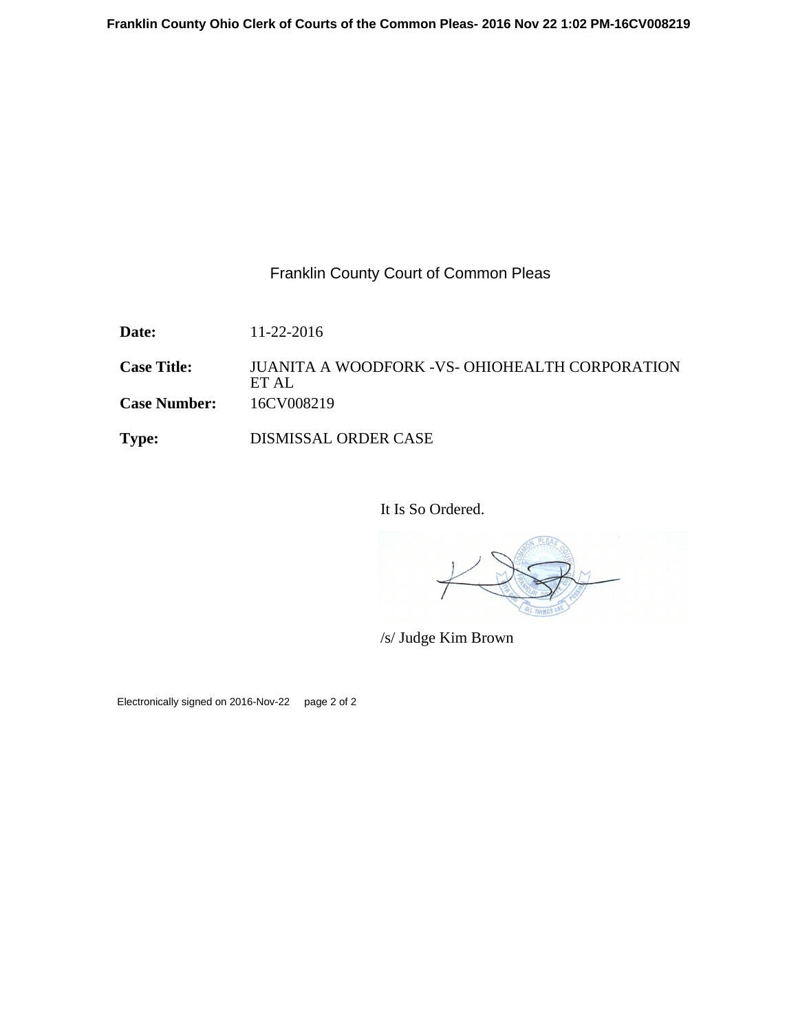Franklin County Court of Common Pleas

| | |
|---|---|
| **Date:** | 11-22-2016 |
| **Case Title:** | JUANITA A WOODFORK -VS- OHIOHEALTH CORPORATION ET AL |
| **Case Number:** | 16CV008219 |
| **Type:** | DISMISSAL ORDER CASE |

It Is So Ordered.

/s/ Judge Kim Brown

Electronically signed on 2016-Nov-22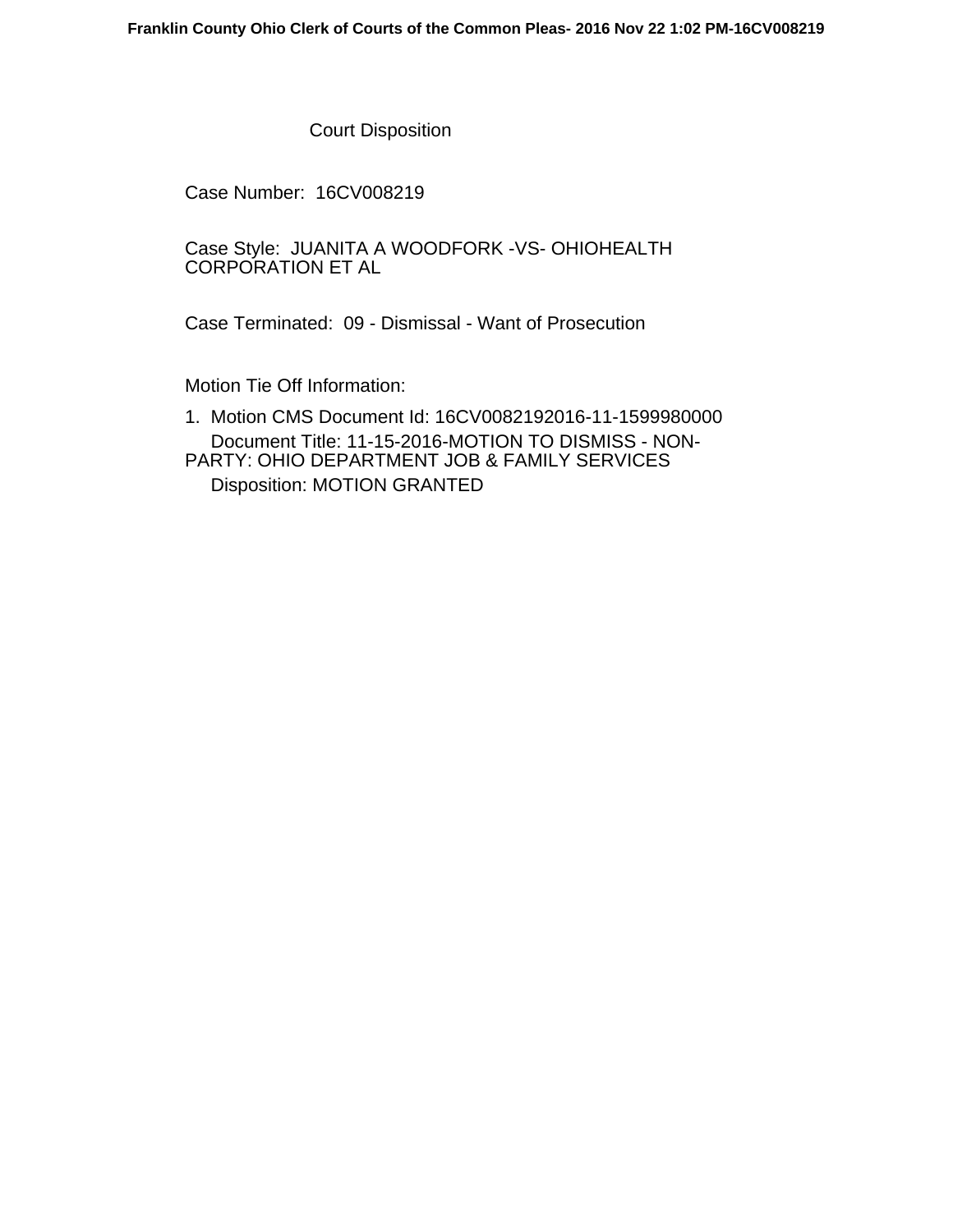# Court Disposition

Case Number: 16CV008219

Case Style: JUANITA A WOODFORK -VS- OHIOHEALTH CORPORATION ET AL

Case Terminated: 09 - Dismissal - Want of Prosecution

Motion Tie Off Information:

1. Motion CMS Document Id: 16CV0082192016-11-1599980000
   Document Title: 11-15-2016-MOTION TO DISMISS - NON-PARTY: OHIO DEPARTMENT JOB & FAMILY SERVICES
   Disposition: MOTION GRANTED